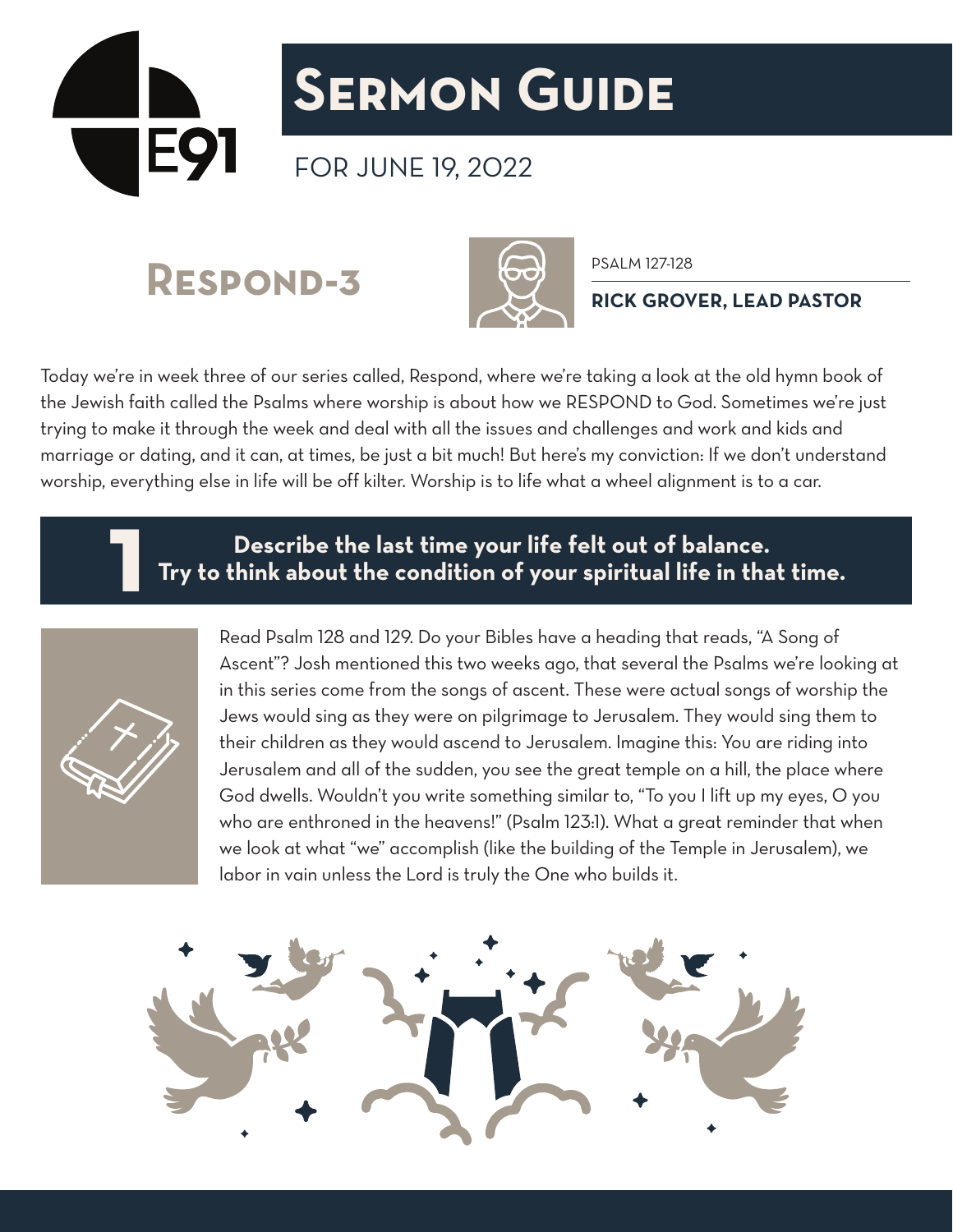# Sermon Guide

FOR JUNE 19, 2022

## Respond-3

PSALM 127-128

**RICK GROVER, LEAD PASTOR**

Today we're in week three of our series called, Respond, where we're taking a look at the old hymn book of the Jewish faith called the Psalms where worship is about how we RESPOND to God. Sometimes we're just trying to make it through the week and deal with all the issues and challenges and work and kids and marriage or dating, and it can, at times, be just a bit much! But here's my conviction: If we don't understand worship, everything else in life will be off kilter. Worship is to life what a wheel alignment is to a car.

### 1 Describe the last time your life felt out of balance. Try to think about the condition of your spiritual life in that time.

Read Psalm 128 and 129. Do your Bibles have a heading that reads, "A Song of Ascent"? Josh mentioned this two weeks ago, that several the Psalms we're looking at in this series come from the songs of ascent. These were actual songs of worship the Jews would sing as they were on pilgrimage to Jerusalem. They would sing them to their children as they would ascend to Jerusalem. Imagine this: You are riding into Jerusalem and all of the sudden, you see the great temple on a hill, the place where God dwells. Wouldn't you write something similar to, "To you I lift up my eyes, O you who are enthroned in the heavens!" (Psalm 123:1). What a great reminder that when we look at what "we" accomplish (like the building of the Temple in Jerusalem), we labor in vain unless the Lord is truly the One who builds it.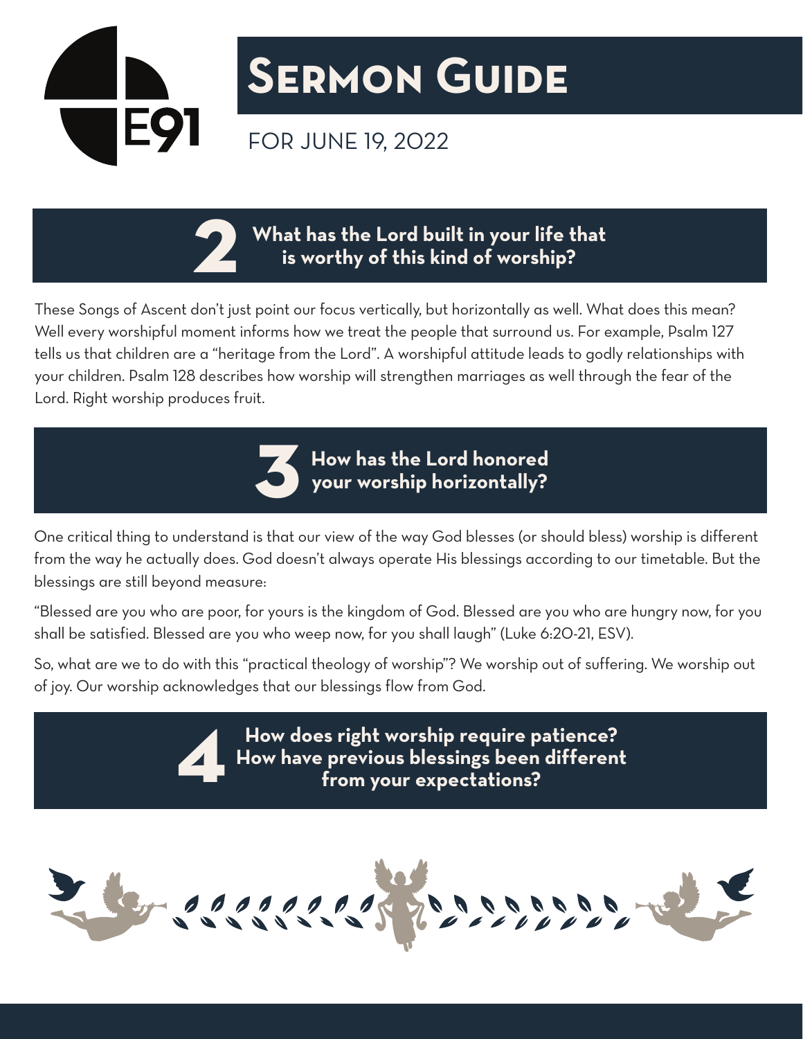# Sermon Guide

FOR JUNE 19, 2022

## 2 What has the Lord built in your life that is worthy of this kind of worship?

These Songs of Ascent don't just point our focus vertically, but horizontally as well. What does this mean? Well every worshipful moment informs how we treat the people that surround us. For example, Psalm 127 tells us that children are a "heritage from the Lord". A worshipful attitude leads to godly relationships with your children. Psalm 128 describes how worship will strengthen marriages as well through the fear of the Lord. Right worship produces fruit.

## 3 How has the Lord honored your worship horizontally?

One critical thing to understand is that our view of the way God blesses (or should bless) worship is different from the way he actually does. God doesn't always operate His blessings according to our timetable. But the blessings are still beyond measure:

"Blessed are you who are poor, for yours is the kingdom of God. Blessed are you who are hungry now, for you shall be satisfied. Blessed are you who weep now, for you shall laugh" (Luke 6:20-21, ESV).

So, what are we to do with this "practical theology of worship"? We worship out of suffering. We worship out of joy. Our worship acknowledges that our blessings flow from God.

## 4 How does right worship require patience? How have previous blessings been different from your expectations?